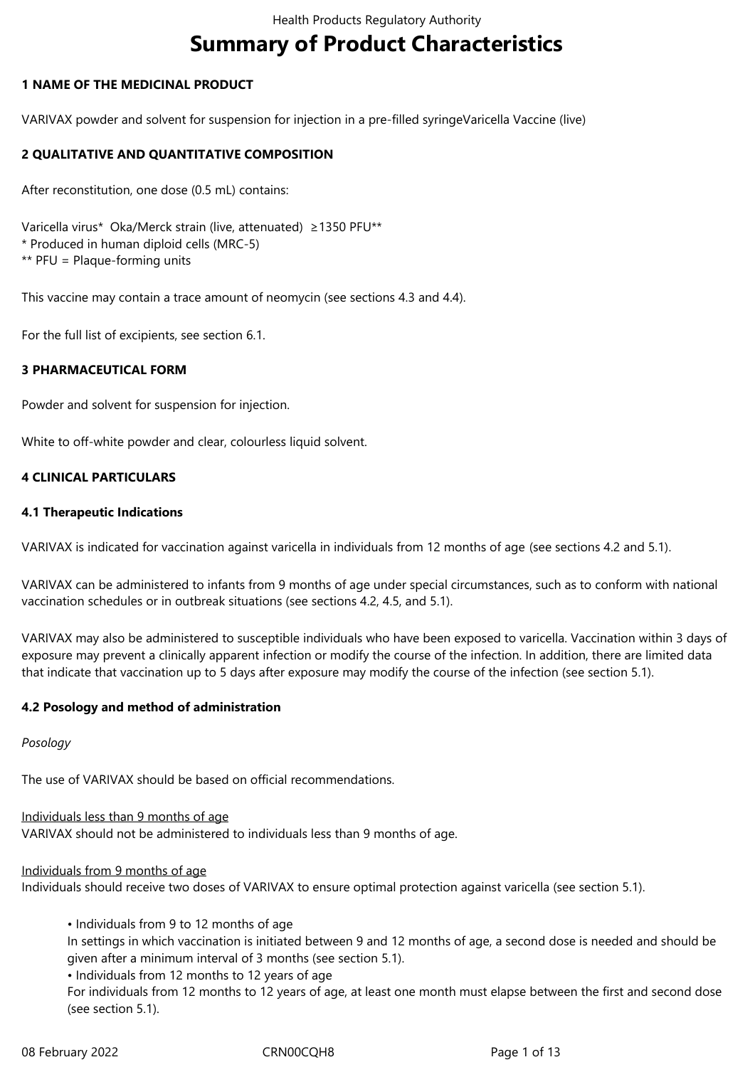# Summary of Product Characteristics

## 1 NAME OF THE MEDICINAL PRODUCT

VARIVAX powder and solvent for suspension for injection in a pre-filled syringeVaricella Vaccine (live)

## 2 QUALITATIVE AND QUANTITATIVE COMPOSITION

After reconstitution, one dose (0.5 mL) contains:

Varicella virus* Oka/Merck strain (live, attenuated) ≥1350 PFU**
* Produced in human diploid cells (MRC-5)
** PFU = Plaque-forming units

This vaccine may contain a trace amount of neomycin (see sections 4.3 and 4.4).

For the full list of excipients, see section 6.1.

## 3 PHARMACEUTICAL FORM

Powder and solvent for suspension for injection.

White to off-white powder and clear, colourless liquid solvent.

## 4 CLINICAL PARTICULARS

### 4.1 Therapeutic Indications

VARIVAX is indicated for vaccination against varicella in individuals from 12 months of age (see sections 4.2 and 5.1).

VARIVAX can be administered to infants from 9 months of age under special circumstances, such as to conform with national vaccination schedules or in outbreak situations (see sections 4.2, 4.5, and 5.1).

VARIVAX may also be administered to susceptible individuals who have been exposed to varicella. Vaccination within 3 days of exposure may prevent a clinically apparent infection or modify the course of the infection. In addition, there are limited data that indicate that vaccination up to 5 days after exposure may modify the course of the infection (see section 5.1).

### 4.2 Posology and method of administration

*Posology*

The use of VARIVAX should be based on official recommendations.

Individuals less than 9 months of age
VARIVAX should not be administered to individuals less than 9 months of age.

Individuals from 9 months of age
Individuals should receive two doses of VARIVAX to ensure optimal protection against varicella (see section 5.1).

- Individuals from 9 to 12 months of age
  In settings in which vaccination is initiated between 9 and 12 months of age, a second dose is needed and should be given after a minimum interval of 3 months (see section 5.1).
- Individuals from 12 months to 12 years of age
  For individuals from 12 months to 12 years of age, at least one month must elapse between the first and second dose (see section 5.1).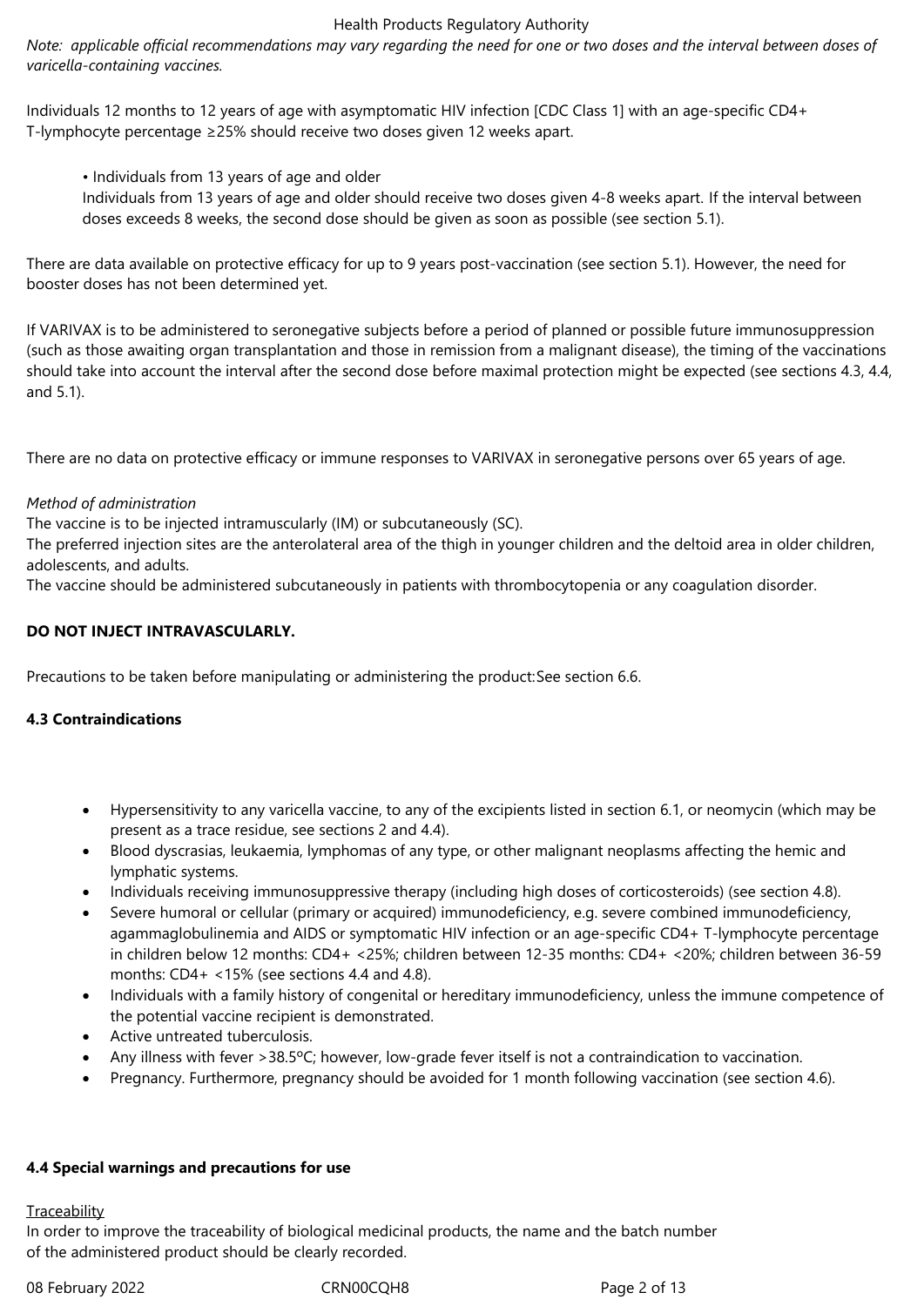*Note: applicable official recommendations may vary regarding the need for one or two doses and the interval between doses of varicella-containing vaccines.*

Individuals 12 months to 12 years of age with asymptomatic HIV infection [CDC Class 1] with an age-specific CD4+ T-lymphocyte percentage ≥25% should receive two doses given 12 weeks apart.

- Individuals from 13 years of age and older

  Individuals from 13 years of age and older should receive two doses given 4-8 weeks apart. If the interval between doses exceeds 8 weeks, the second dose should be given as soon as possible (see section 5.1).

There are data available on protective efficacy for up to 9 years post-vaccination (see section 5.1). However, the need for booster doses has not been determined yet.

If VARIVAX is to be administered to seronegative subjects before a period of planned or possible future immunosuppression (such as those awaiting organ transplantation and those in remission from a malignant disease), the timing of the vaccinations should take into account the interval after the second dose before maximal protection might be expected (see sections 4.3, 4.4, and 5.1).

There are no data on protective efficacy or immune responses to VARIVAX in seronegative persons over 65 years of age.

*Method of administration*

The vaccine is to be injected intramuscularly (IM) or subcutaneously (SC).

The preferred injection sites are the anterolateral area of the thigh in younger children and the deltoid area in older children, adolescents, and adults.

The vaccine should be administered subcutaneously in patients with thrombocytopenia or any coagulation disorder.

**DO NOT INJECT INTRAVASCULARLY.**

Precautions to be taken before manipulating or administering the product:See section 6.6.

### 4.3 Contraindications

- Hypersensitivity to any varicella vaccine, to any of the excipients listed in section 6.1, or neomycin (which may be present as a trace residue, see sections 2 and 4.4).
- Blood dyscrasias, leukaemia, lymphomas of any type, or other malignant neoplasms affecting the hemic and lymphatic systems.
- Individuals receiving immunosuppressive therapy (including high doses of corticosteroids) (see section 4.8).
- Severe humoral or cellular (primary or acquired) immunodeficiency, e.g. severe combined immunodeficiency, agammaglobulinemia and AIDS or symptomatic HIV infection or an age-specific CD4+ T-lymphocyte percentage in children below 12 months: CD4+ <25%; children between 12-35 months: CD4+ <20%; children between 36-59 months: CD4+ <15% (see sections 4.4 and 4.8).
- Individuals with a family history of congenital or hereditary immunodeficiency, unless the immune competence of the potential vaccine recipient is demonstrated.
- Active untreated tuberculosis.
- Any illness with fever >38.5ºC; however, low-grade fever itself is not a contraindication to vaccination.
- Pregnancy. Furthermore, pregnancy should be avoided for 1 month following vaccination (see section 4.6).

### 4.4 Special warnings and precautions for use

Traceability

In order to improve the traceability of biological medicinal products, the name and the batch number of the administered product should be clearly recorded.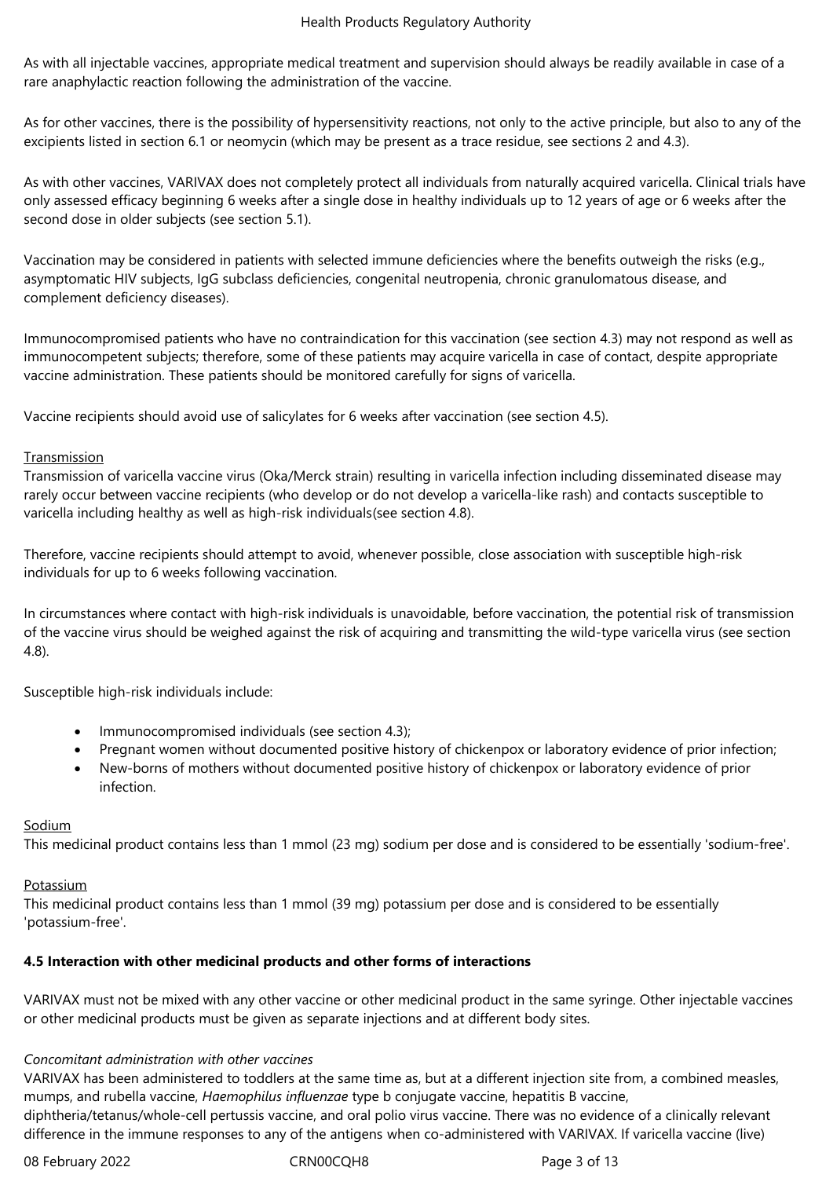As with all injectable vaccines, appropriate medical treatment and supervision should always be readily available in case of a rare anaphylactic reaction following the administration of the vaccine.

As for other vaccines, there is the possibility of hypersensitivity reactions, not only to the active principle, but also to any of the excipients listed in section 6.1 or neomycin (which may be present as a trace residue, see sections 2 and 4.3).

As with other vaccines, VARIVAX does not completely protect all individuals from naturally acquired varicella. Clinical trials have only assessed efficacy beginning 6 weeks after a single dose in healthy individuals up to 12 years of age or 6 weeks after the second dose in older subjects (see section 5.1).

Vaccination may be considered in patients with selected immune deficiencies where the benefits outweigh the risks (e.g., asymptomatic HIV subjects, IgG subclass deficiencies, congenital neutropenia, chronic granulomatous disease, and complement deficiency diseases).

Immunocompromised patients who have no contraindication for this vaccination (see section 4.3) may not respond as well as immunocompetent subjects; therefore, some of these patients may acquire varicella in case of contact, despite appropriate vaccine administration. These patients should be monitored carefully for signs of varicella.

Vaccine recipients should avoid use of salicylates for 6 weeks after vaccination (see section 4.5).

Transmission

Transmission of varicella vaccine virus (Oka/Merck strain) resulting in varicella infection including disseminated disease may rarely occur between vaccine recipients (who develop or do not develop a varicella-like rash) and contacts susceptible to varicella including healthy as well as high-risk individuals(see section 4.8).

Therefore, vaccine recipients should attempt to avoid, whenever possible, close association with susceptible high-risk individuals for up to 6 weeks following vaccination.

In circumstances where contact with high-risk individuals is unavoidable, before vaccination, the potential risk of transmission of the vaccine virus should be weighed against the risk of acquiring and transmitting the wild-type varicella virus (see section 4.8).

Susceptible high-risk individuals include:

- Immunocompromised individuals (see section 4.3);
- Pregnant women without documented positive history of chickenpox or laboratory evidence of prior infection;
- New-borns of mothers without documented positive history of chickenpox or laboratory evidence of prior infection.

Sodium

This medicinal product contains less than 1 mmol (23 mg) sodium per dose and is considered to be essentially 'sodium-free'.

Potassium

This medicinal product contains less than 1 mmol (39 mg) potassium per dose and is considered to be essentially 'potassium-free'.

**4.5 Interaction with other medicinal products and other forms of interactions**

VARIVAX must not be mixed with any other vaccine or other medicinal product in the same syringe. Other injectable vaccines or other medicinal products must be given as separate injections and at different body sites.

*Concomitant administration with other vaccines*

VARIVAX has been administered to toddlers at the same time as, but at a different injection site from, a combined measles, mumps, and rubella vaccine, *Haemophilus influenzae* type b conjugate vaccine, hepatitis B vaccine, diphtheria/tetanus/whole-cell pertussis vaccine, and oral polio virus vaccine. There was no evidence of a clinically relevant difference in the immune responses to any of the antigens when co-administered with VARIVAX. If varicella vaccine (live)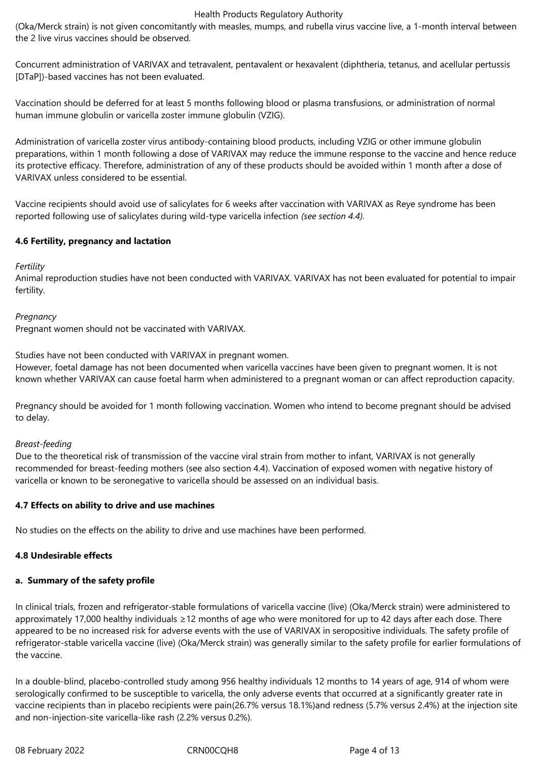(Oka/Merck strain) is not given concomitantly with measles, mumps, and rubella virus vaccine live, a 1-month interval between the 2 live virus vaccines should be observed.

Concurrent administration of VARIVAX and tetravalent, pentavalent or hexavalent (diphtheria, tetanus, and acellular pertussis [DTaP])-based vaccines has not been evaluated.

Vaccination should be deferred for at least 5 months following blood or plasma transfusions, or administration of normal human immune globulin or varicella zoster immune globulin (VZIG).

Administration of varicella zoster virus antibody-containing blood products, including VZIG or other immune globulin preparations, within 1 month following a dose of VARIVAX may reduce the immune response to the vaccine and hence reduce its protective efficacy. Therefore, administration of any of these products should be avoided within 1 month after a dose of VARIVAX unless considered to be essential.

Vaccine recipients should avoid use of salicylates for 6 weeks after vaccination with VARIVAX as Reye syndrome has been reported following use of salicylates during wild-type varicella infection *(see section 4.4).*

**4.6 Fertility, pregnancy and lactation**

*Fertility*

Animal reproduction studies have not been conducted with VARIVAX. VARIVAX has not been evaluated for potential to impair fertility.

*Pregnancy*

Pregnant women should not be vaccinated with VARIVAX.

Studies have not been conducted with VARIVAX in pregnant women.
However, foetal damage has not been documented when varicella vaccines have been given to pregnant women. It is not known whether VARIVAX can cause foetal harm when administered to a pregnant woman or can affect reproduction capacity.

Pregnancy should be avoided for 1 month following vaccination. Women who intend to become pregnant should be advised to delay.

*Breast-feeding*

Due to the theoretical risk of transmission of the vaccine viral strain from mother to infant, VARIVAX is not generally recommended for breast-feeding mothers (see also section 4.4). Vaccination of exposed women with negative history of varicella or known to be seronegative to varicella should be assessed on an individual basis.

**4.7 Effects on ability to drive and use machines**

No studies on the effects on the ability to drive and use machines have been performed.

**4.8 Undesirable effects**

**a. Summary of the safety profile**

In clinical trials, frozen and refrigerator-stable formulations of varicella vaccine (live) (Oka/Merck strain) were administered to approximately 17,000 healthy individuals ≥12 months of age who were monitored for up to 42 days after each dose. There appeared to be no increased risk for adverse events with the use of VARIVAX in seropositive individuals. The safety profile of refrigerator-stable varicella vaccine (live) (Oka/Merck strain) was generally similar to the safety profile for earlier formulations of the vaccine.

In a double-blind, placebo-controlled study among 956 healthy individuals 12 months to 14 years of age, 914 of whom were serologically confirmed to be susceptible to varicella, the only adverse events that occurred at a significantly greater rate in vaccine recipients than in placebo recipients were pain(26.7% versus 18.1%)and redness (5.7% versus 2.4%) at the injection site and non-injection-site varicella-like rash (2.2% versus 0.2%).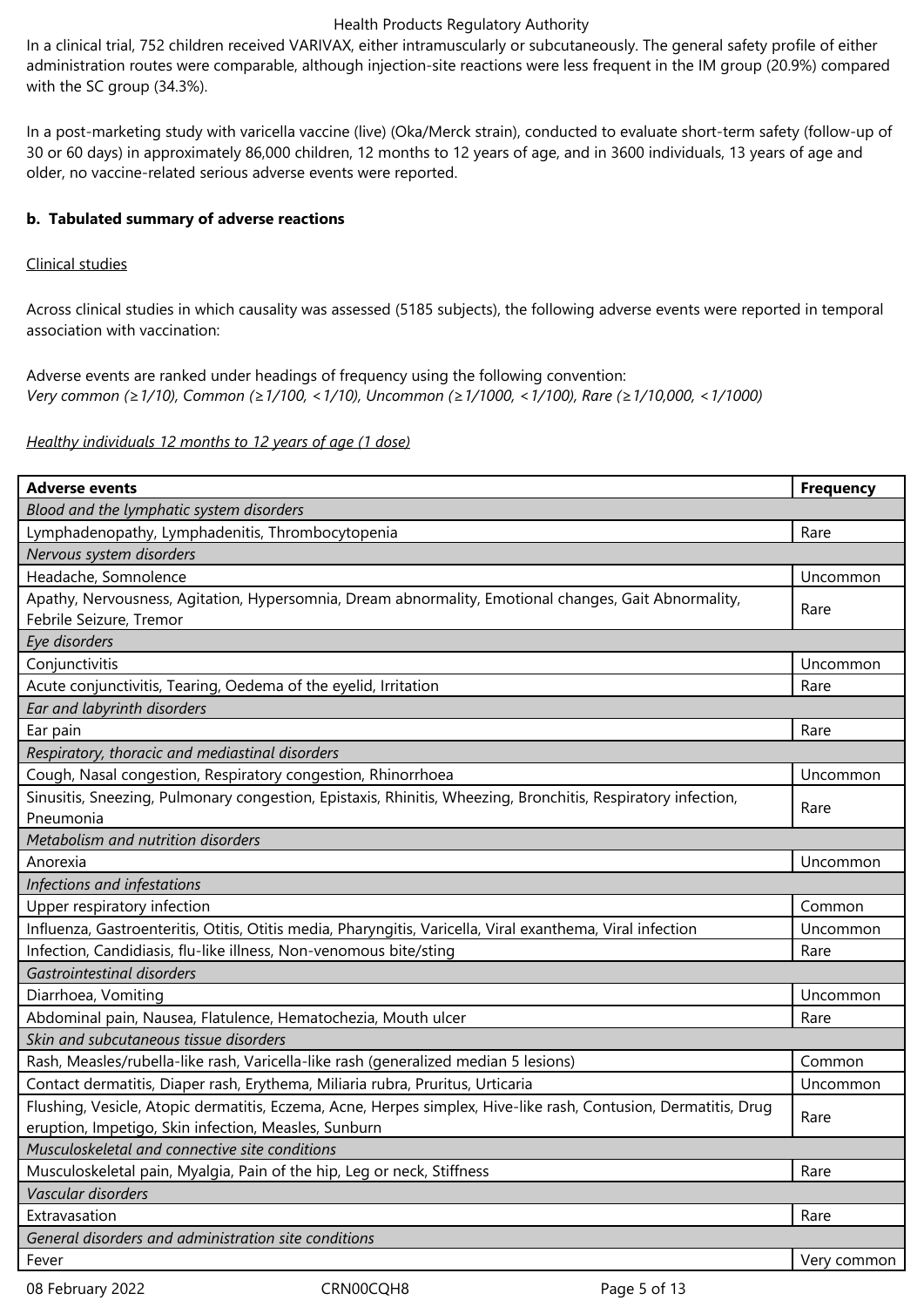In a clinical trial, 752 children received VARIVAX, either intramuscularly or subcutaneously. The general safety profile of either administration routes were comparable, although injection-site reactions were less frequent in the IM group (20.9%) compared with the SC group (34.3%).

In a post-marketing study with varicella vaccine (live) (Oka/Merck strain), conducted to evaluate short-term safety (follow-up of 30 or 60 days) in approximately 86,000 children, 12 months to 12 years of age, and in 3600 individuals, 13 years of age and older, no vaccine-related serious adverse events were reported.

**b. Tabulated summary of adverse reactions**

Clinical studies

Across clinical studies in which causality was assessed (5185 subjects), the following adverse events were reported in temporal association with vaccination:

Adverse events are ranked under headings of frequency using the following convention:
*Very common (≥1/10), Common (≥1/100, <1/10), Uncommon (≥1/1000, <1/100), Rare (≥1/10,000, <1/1000)*

*Healthy individuals 12 months to 12 years of age (1 dose)*

| Adverse events | Frequency |
|---|---|
| *Blood and the lymphatic system disorders* | |
| Lymphadenopathy, Lymphadenitis, Thrombocytopenia | Rare |
| *Nervous system disorders* | |
| Headache, Somnolence | Uncommon |
| Apathy, Nervousness, Agitation, Hypersomnia, Dream abnormality, Emotional changes, Gait Abnormality, Febrile Seizure, Tremor | Rare |
| *Eye disorders* | |
| Conjunctivitis | Uncommon |
| Acute conjunctivitis, Tearing, Oedema of the eyelid, Irritation | Rare |
| *Ear and labyrinth disorders* | |
| Ear pain | Rare |
| *Respiratory, thoracic and mediastinal disorders* | |
| Cough, Nasal congestion, Respiratory congestion, Rhinorrhoea | Uncommon |
| Sinusitis, Sneezing, Pulmonary congestion, Epistaxis, Rhinitis, Wheezing, Bronchitis, Respiratory infection, Pneumonia | Rare |
| *Metabolism and nutrition disorders* | |
| Anorexia | Uncommon |
| *Infections and infestations* | |
| Upper respiratory infection | Common |
| Influenza, Gastroenteritis, Otitis, Otitis media, Pharyngitis, Varicella, Viral exanthema, Viral infection | Uncommon |
| Infection, Candidiasis, flu-like illness, Non-venomous bite/sting | Rare |
| *Gastrointestinal disorders* | |
| Diarrhoea, Vomiting | Uncommon |
| Abdominal pain, Nausea, Flatulence, Hematochezia, Mouth ulcer | Rare |
| *Skin and subcutaneous tissue disorders* | |
| Rash, Measles/rubella-like rash, Varicella-like rash (generalized median 5 lesions) | Common |
| Contact dermatitis, Diaper rash, Erythema, Miliaria rubra, Pruritus, Urticaria | Uncommon |
| Flushing, Vesicle, Atopic dermatitis, Eczema, Acne, Herpes simplex, Hive-like rash, Contusion, Dermatitis, Drug eruption, Impetigo, Skin infection, Measles, Sunburn | Rare |
| *Musculoskeletal and connective site conditions* | |
| Musculoskeletal pain, Myalgia, Pain of the hip, Leg or neck, Stiffness | Rare |
| *Vascular disorders* | |
| Extravasation | Rare |
| *General disorders and administration site conditions* | |
| Fever | Very common |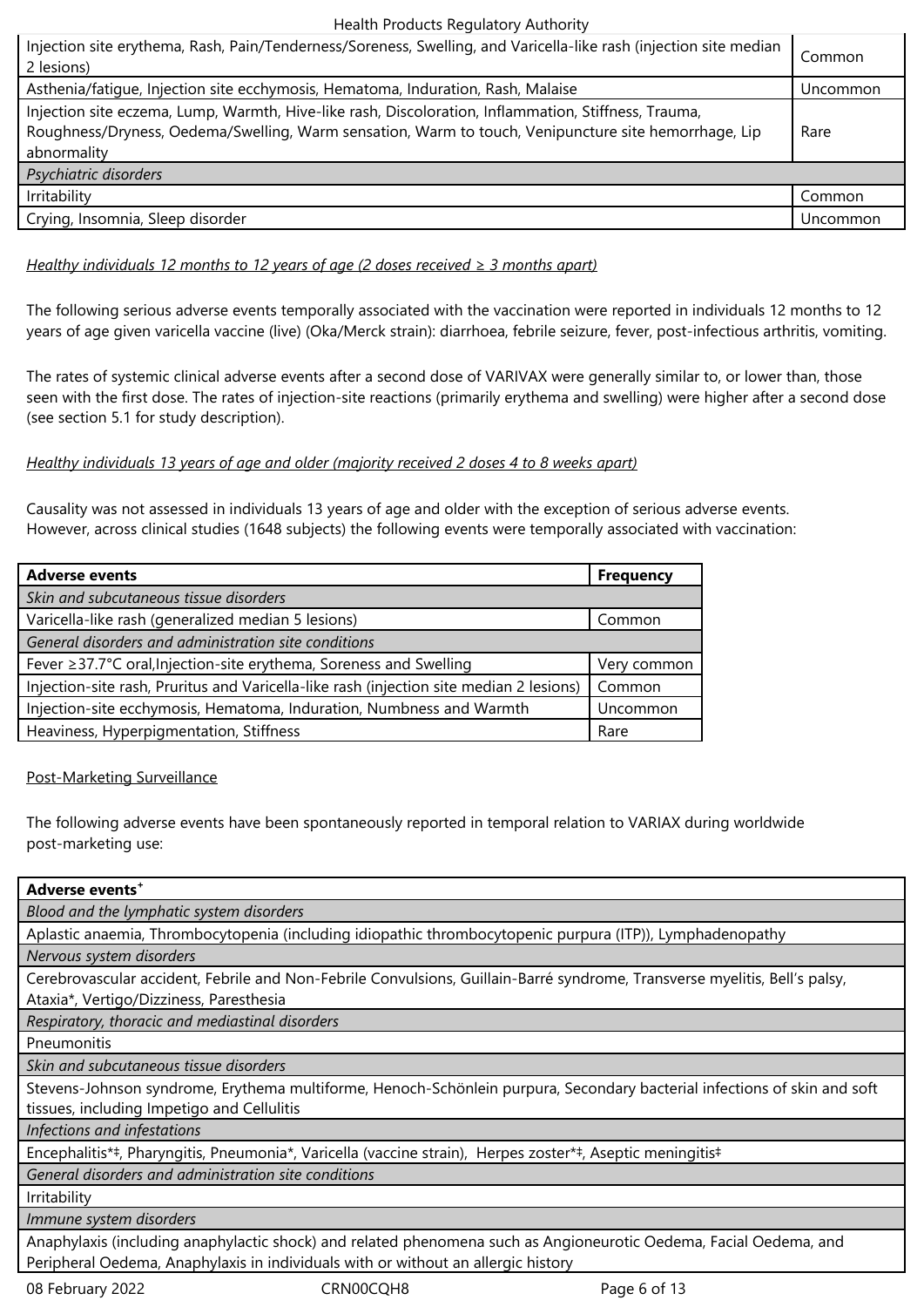| | |
|---|---|
| Injection site erythema, Rash, Pain/Tenderness/Soreness, Swelling, and Varicella-like rash (injection site median 2 lesions) | Common |
| Asthenia/fatigue, Injection site ecchymosis, Hematoma, Induration, Rash, Malaise | Uncommon |
| Injection site eczema, Lump, Warmth, Hive-like rash, Discoloration, Inflammation, Stiffness, Trauma, Roughness/Dryness, Oedema/Swelling, Warm sensation, Warm to touch, Venipuncture site hemorrhage, Lip abnormality | Rare |
| *Psychiatric disorders* | |
| Irritability | Common |
| Crying, Insomnia, Sleep disorder | Uncommon |

*Healthy individuals 12 months to 12 years of age (2 doses received ≥ 3 months apart)*

The following serious adverse events temporally associated with the vaccination were reported in individuals 12 months to 12 years of age given varicella vaccine (live) (Oka/Merck strain): diarrhoea, febrile seizure, fever, post-infectious arthritis, vomiting.

The rates of systemic clinical adverse events after a second dose of VARIVAX were generally similar to, or lower than, those seen with the first dose. The rates of injection-site reactions (primarily erythema and swelling) were higher after a second dose (see section 5.1 for study description).

*Healthy individuals 13 years of age and older (majority received 2 doses 4 to 8 weeks apart)*

Causality was not assessed in individuals 13 years of age and older with the exception of serious adverse events. However, across clinical studies (1648 subjects) the following events were temporally associated with vaccination:

| **Adverse events** | **Frequency** |
|---|---|
| *Skin and subcutaneous tissue disorders* | |
| Varicella-like rash (generalized median 5 lesions) | Common |
| *General disorders and administration site conditions* | |
| Fever ≥37.7°C oral,Injection-site erythema, Soreness and Swelling | Very common |
| Injection-site rash, Pruritus and Varicella-like rash (injection site median 2 lesions) | Common |
| Injection-site ecchymosis, Hematoma, Induration, Numbness and Warmth | Uncommon |
| Heaviness, Hyperpigmentation, Stiffness | Rare |

Post-Marketing Surveillance

The following adverse events have been spontaneously reported in temporal relation to VARIAX during worldwide post-marketing use:

| **Adverse events**[+] |
|---|
| *Blood and the lymphatic system disorders* |
| Aplastic anaemia, Thrombocytopenia (including idiopathic thrombocytopenic purpura (ITP)), Lymphadenopathy |
| *Nervous system disorders* |
| Cerebrovascular accident, Febrile and Non-Febrile Convulsions, Guillain-Barré syndrome, Transverse myelitis, Bell's palsy, Ataxia*, Vertigo/Dizziness, Paresthesia |
| *Respiratory, thoracic and mediastinal disorders* |
| Pneumonitis |
| *Skin and subcutaneous tissue disorders* |
| Stevens-Johnson syndrome, Erythema multiforme, Henoch-Schönlein purpura, Secondary bacterial infections of skin and soft tissues, including Impetigo and Cellulitis |
| *Infections and infestations* |
| Encephalitis*‡, Pharyngitis, Pneumonia*, Varicella (vaccine strain), Herpes zoster*‡, Aseptic meningitis‡ |
| *General disorders and administration site conditions* |
| Irritability |
| *Immune system disorders* |
| Anaphylaxis (including anaphylactic shock) and related phenomena such as Angioneurotic Oedema, Facial Oedema, and Peripheral Oedema, Anaphylaxis in individuals with or without an allergic history |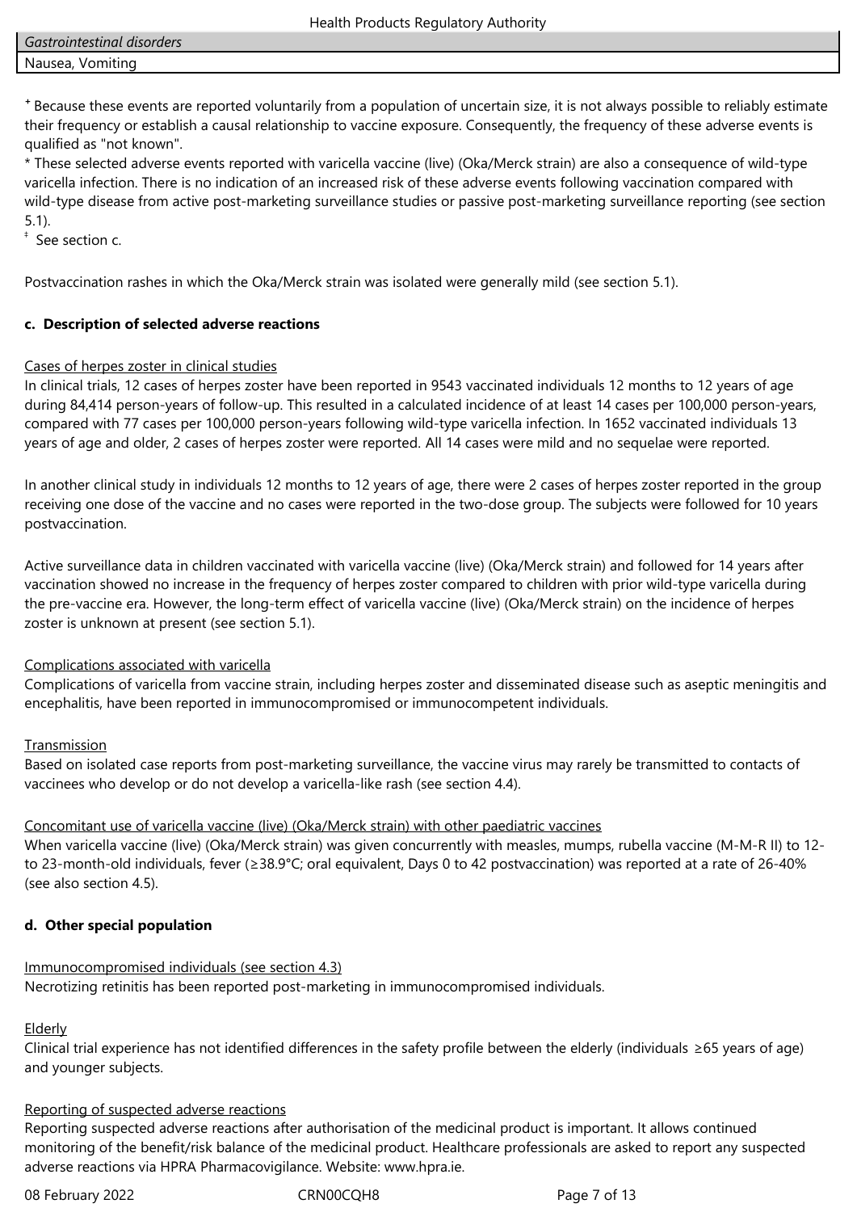| *Gastrointestinal disorders* |
| --- |
| Nausea, Vomiting |

⁺ Because these events are reported voluntarily from a population of uncertain size, it is not always possible to reliably estimate their frequency or establish a causal relationship to vaccine exposure. Consequently, the frequency of these adverse events is qualified as "not known".

* These selected adverse events reported with varicella vaccine (live) (Oka/Merck strain) are also a consequence of wild-type varicella infection. There is no indication of an increased risk of these adverse events following vaccination compared with wild-type disease from active post-marketing surveillance studies or passive post-marketing surveillance reporting (see section 5.1).

‡ See section c.

Postvaccination rashes in which the Oka/Merck strain was isolated were generally mild (see section 5.1).

**c. Description of selected adverse reactions**

Cases of herpes zoster in clinical studies

In clinical trials, 12 cases of herpes zoster have been reported in 9543 vaccinated individuals 12 months to 12 years of age during 84,414 person-years of follow-up. This resulted in a calculated incidence of at least 14 cases per 100,000 person-years, compared with 77 cases per 100,000 person-years following wild-type varicella infection. In 1652 vaccinated individuals 13 years of age and older, 2 cases of herpes zoster were reported. All 14 cases were mild and no sequelae were reported.

In another clinical study in individuals 12 months to 12 years of age, there were 2 cases of herpes zoster reported in the group receiving one dose of the vaccine and no cases were reported in the two-dose group. The subjects were followed for 10 years postvaccination.

Active surveillance data in children vaccinated with varicella vaccine (live) (Oka/Merck strain) and followed for 14 years after vaccination showed no increase in the frequency of herpes zoster compared to children with prior wild-type varicella during the pre-vaccine era. However, the long-term effect of varicella vaccine (live) (Oka/Merck strain) on the incidence of herpes zoster is unknown at present (see section 5.1).

Complications associated with varicella

Complications of varicella from vaccine strain, including herpes zoster and disseminated disease such as aseptic meningitis and encephalitis, have been reported in immunocompromised or immunocompetent individuals.

Transmission

Based on isolated case reports from post-marketing surveillance, the vaccine virus may rarely be transmitted to contacts of vaccinees who develop or do not develop a varicella-like rash (see section 4.4).

Concomitant use of varicella vaccine (live) (Oka/Merck strain) with other paediatric vaccines

When varicella vaccine (live) (Oka/Merck strain) was given concurrently with measles, mumps, rubella vaccine (M-M-R II) to 12- to 23-month-old individuals, fever (≥38.9°C; oral equivalent, Days 0 to 42 postvaccination) was reported at a rate of 26-40% (see also section 4.5).

**d. Other special population**

Immunocompromised individuals (see section 4.3)

Necrotizing retinitis has been reported post-marketing in immunocompromised individuals.

Elderly

Clinical trial experience has not identified differences in the safety profile between the elderly (individuals ≥65 years of age) and younger subjects.

Reporting of suspected adverse reactions

Reporting suspected adverse reactions after authorisation of the medicinal product is important. It allows continued monitoring of the benefit/risk balance of the medicinal product. Healthcare professionals are asked to report any suspected adverse reactions via HPRA Pharmacovigilance. Website: www.hpra.ie.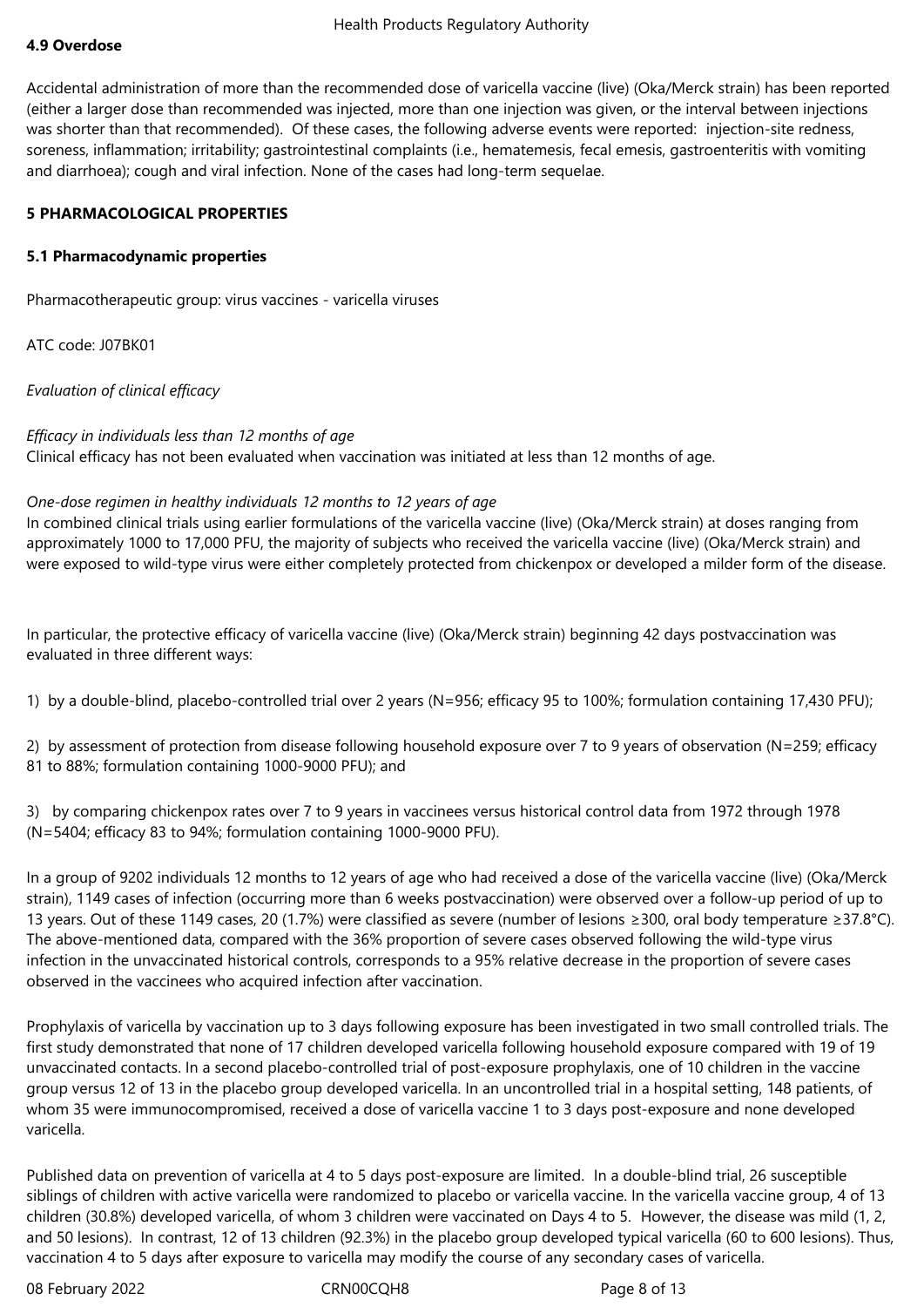### 4.9 Overdose

Accidental administration of more than the recommended dose of varicella vaccine (live) (Oka/Merck strain) has been reported (either a larger dose than recommended was injected, more than one injection was given, or the interval between injections was shorter than that recommended). Of these cases, the following adverse events were reported: injection-site redness, soreness, inflammation; irritability; gastrointestinal complaints (i.e., hematemesis, fecal emesis, gastroenteritis with vomiting and diarrhoea); cough and viral infection. None of the cases had long-term sequelae.

## 5 PHARMACOLOGICAL PROPERTIES

### 5.1 Pharmacodynamic properties

Pharmacotherapeutic group: virus vaccines - varicella viruses

ATC code: J07BK01

*Evaluation of clinical efficacy*

*Efficacy in individuals less than 12 months of age*
Clinical efficacy has not been evaluated when vaccination was initiated at less than 12 months of age.

*One-dose regimen in healthy individuals 12 months to 12 years of age*
In combined clinical trials using earlier formulations of the varicella vaccine (live) (Oka/Merck strain) at doses ranging from approximately 1000 to 17,000 PFU, the majority of subjects who received the varicella vaccine (live) (Oka/Merck strain) and were exposed to wild-type virus were either completely protected from chickenpox or developed a milder form of the disease.

In particular, the protective efficacy of varicella vaccine (live) (Oka/Merck strain) beginning 42 days postvaccination was evaluated in three different ways:

1) by a double-blind, placebo-controlled trial over 2 years (N=956; efficacy 95 to 100%; formulation containing 17,430 PFU);

2) by assessment of protection from disease following household exposure over 7 to 9 years of observation (N=259; efficacy 81 to 88%; formulation containing 1000-9000 PFU); and

3) by comparing chickenpox rates over 7 to 9 years in vaccinees versus historical control data from 1972 through 1978 (N=5404; efficacy 83 to 94%; formulation containing 1000-9000 PFU).

In a group of 9202 individuals 12 months to 12 years of age who had received a dose of the varicella vaccine (live) (Oka/Merck strain), 1149 cases of infection (occurring more than 6 weeks postvaccination) were observed over a follow-up period of up to 13 years. Out of these 1149 cases, 20 (1.7%) were classified as severe (number of lesions ≥300, oral body temperature ≥37.8°C). The above-mentioned data, compared with the 36% proportion of severe cases observed following the wild-type virus infection in the unvaccinated historical controls, corresponds to a 95% relative decrease in the proportion of severe cases observed in the vaccinees who acquired infection after vaccination.

Prophylaxis of varicella by vaccination up to 3 days following exposure has been investigated in two small controlled trials. The first study demonstrated that none of 17 children developed varicella following household exposure compared with 19 of 19 unvaccinated contacts. In a second placebo-controlled trial of post-exposure prophylaxis, one of 10 children in the vaccine group versus 12 of 13 in the placebo group developed varicella. In an uncontrolled trial in a hospital setting, 148 patients, of whom 35 were immunocompromised, received a dose of varicella vaccine 1 to 3 days post-exposure and none developed varicella.

Published data on prevention of varicella at 4 to 5 days post-exposure are limited. In a double-blind trial, 26 susceptible siblings of children with active varicella were randomized to placebo or varicella vaccine. In the varicella vaccine group, 4 of 13 children (30.8%) developed varicella, of whom 3 children were vaccinated on Days 4 to 5. However, the disease was mild (1, 2, and 50 lesions). In contrast, 12 of 13 children (92.3%) in the placebo group developed typical varicella (60 to 600 lesions). Thus, vaccination 4 to 5 days after exposure to varicella may modify the course of any secondary cases of varicella.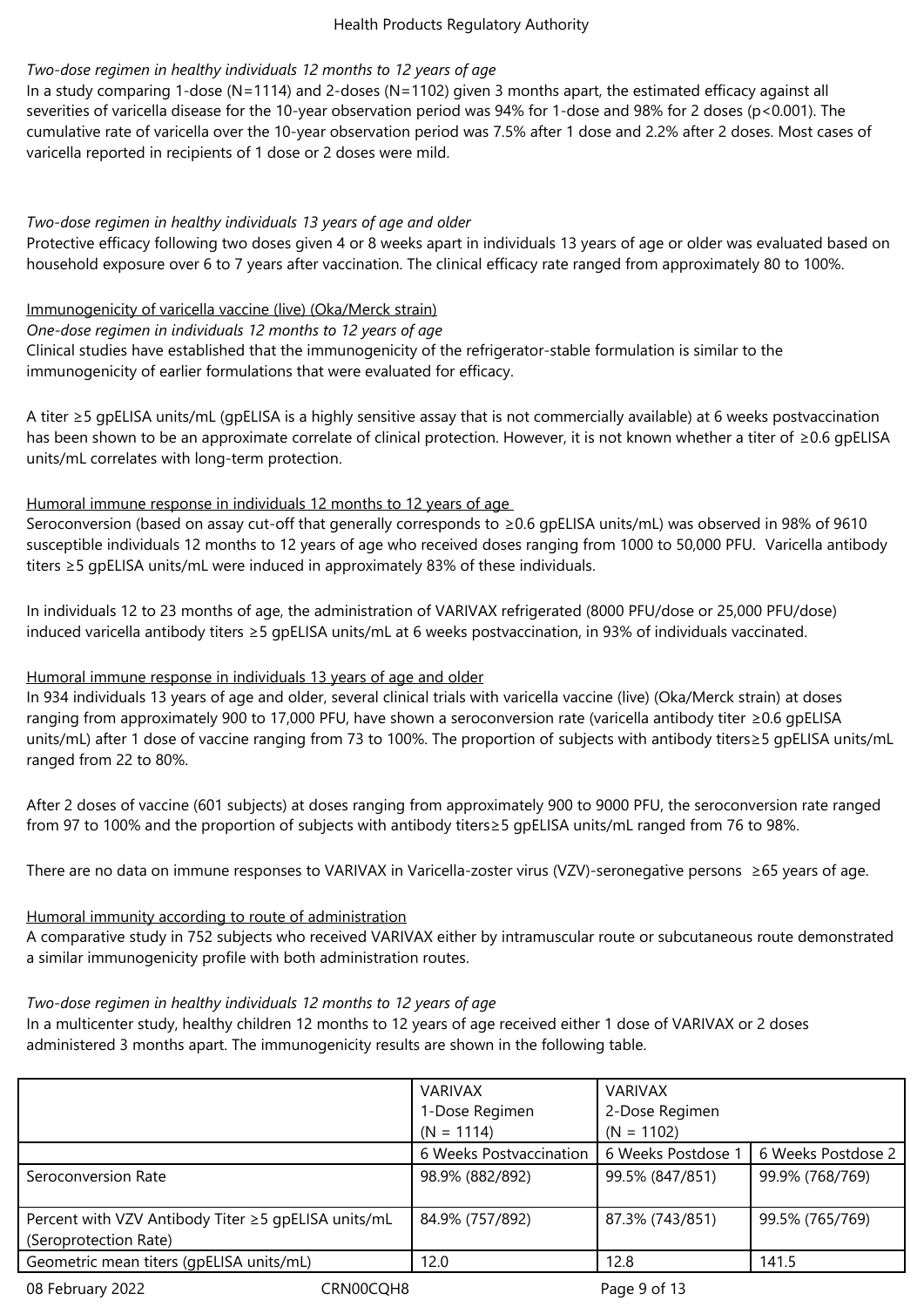*Two-dose regimen in healthy individuals 12 months to 12 years of age*

In a study comparing 1-dose (N=1114) and 2-doses (N=1102) given 3 months apart, the estimated efficacy against all severities of varicella disease for the 10-year observation period was 94% for 1-dose and 98% for 2 doses ($p<0.001$). The cumulative rate of varicella over the 10-year observation period was 7.5% after 1 dose and 2.2% after 2 doses. Most cases of varicella reported in recipients of 1 dose or 2 doses were mild.

*Two-dose regimen in healthy individuals 13 years of age and older*

Protective efficacy following two doses given 4 or 8 weeks apart in individuals 13 years of age or older was evaluated based on household exposure over 6 to 7 years after vaccination. The clinical efficacy rate ranged from approximately 80 to 100%.

<u>Immunogenicity of varicella vaccine (live) (Oka/Merck strain)</u>

*One-dose regimen in individuals 12 months to 12 years of age*

Clinical studies have established that the immunogenicity of the refrigerator-stable formulation is similar to the immunogenicity of earlier formulations that were evaluated for efficacy.

A titer ≥5 gpELISA units/mL (gpELISA is a highly sensitive assay that is not commercially available) at 6 weeks postvaccination has been shown to be an approximate correlate of clinical protection. However, it is not known whether a titer of ≥0.6 gpELISA units/mL correlates with long-term protection.

<u>Humoral immune response in individuals 12 months to 12 years of age</u>

Seroconversion (based on assay cut-off that generally corresponds to ≥0.6 gpELISA units/mL) was observed in 98% of 9610 susceptible individuals 12 months to 12 years of age who received doses ranging from 1000 to 50,000 PFU. Varicella antibody titers ≥5 gpELISA units/mL were induced in approximately 83% of these individuals.

In individuals 12 to 23 months of age, the administration of VARIVAX refrigerated (8000 PFU/dose or 25,000 PFU/dose) induced varicella antibody titers ≥5 gpELISA units/mL at 6 weeks postvaccination, in 93% of individuals vaccinated.

<u>Humoral immune response in individuals 13 years of age and older</u>

In 934 individuals 13 years of age and older, several clinical trials with varicella vaccine (live) (Oka/Merck strain) at doses ranging from approximately 900 to 17,000 PFU, have shown a seroconversion rate (varicella antibody titer ≥0.6 gpELISA units/mL) after 1 dose of vaccine ranging from 73 to 100%. The proportion of subjects with antibody titers≥5 gpELISA units/mL ranged from 22 to 80%.

After 2 doses of vaccine (601 subjects) at doses ranging from approximately 900 to 9000 PFU, the seroconversion rate ranged from 97 to 100% and the proportion of subjects with antibody titers≥5 gpELISA units/mL ranged from 76 to 98%.

There are no data on immune responses to VARIVAX in Varicella-zoster virus (VZV)-seronegative persons ≥65 years of age.

<u>Humoral immunity according to route of administration</u>

A comparative study in 752 subjects who received VARIVAX either by intramuscular route or subcutaneous route demonstrated a similar immunogenicity profile with both administration routes.

*Two-dose regimen in healthy individuals 12 months to 12 years of age*

In a multicenter study, healthy children 12 months to 12 years of age received either 1 dose of VARIVAX or 2 doses administered 3 months apart. The immunogenicity results are shown in the following table.

| | VARIVAX 1-Dose Regimen (N = 1114) | VARIVAX 2-Dose Regimen (N = 1102) | |
|---|---|---|---|
| | 6 Weeks Postvaccination | 6 Weeks Postdose 1 | 6 Weeks Postdose 2 |
| Seroconversion Rate | 98.9% (882/892) | 99.5% (847/851) | 99.9% (768/769) |
| Percent with VZV Antibody Titer ≥5 gpELISA units/mL (Seroprotection Rate) | 84.9% (757/892) | 87.3% (743/851) | 99.5% (765/769) |
| Geometric mean titers (gpELISA units/mL) | 12.0 | 12.8 | 141.5 |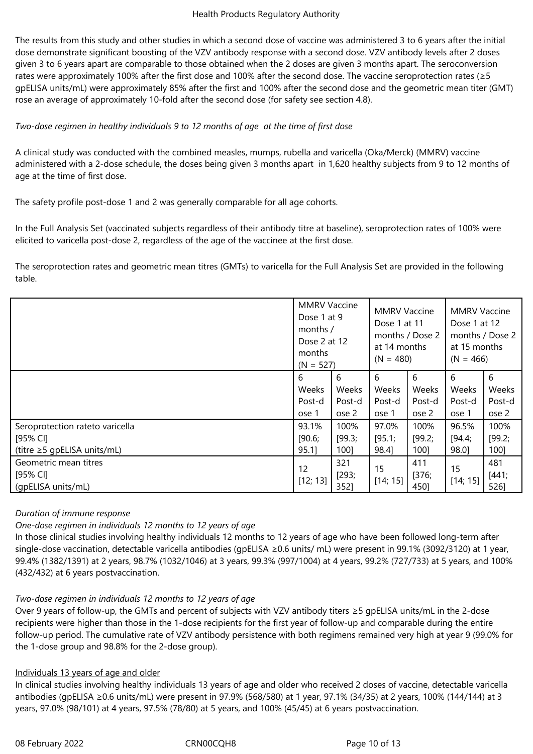The results from this study and other studies in which a second dose of vaccine was administered 3 to 6 years after the initial dose demonstrate significant boosting of the VZV antibody response with a second dose. VZV antibody levels after 2 doses given 3 to 6 years apart are comparable to those obtained when the 2 doses are given 3 months apart. The seroconversion rates were approximately 100% after the first dose and 100% after the second dose. The vaccine seroprotection rates (≥5 gpELISA units/mL) were approximately 85% after the first and 100% after the second dose and the geometric mean titer (GMT) rose an average of approximately 10-fold after the second dose (for safety see section 4.8).

*Two-dose regimen in healthy individuals 9 to 12 months of age at the time of first dose*

A clinical study was conducted with the combined measles, mumps, rubella and varicella (Oka/Merck) (MMRV) vaccine administered with a 2-dose schedule, the doses being given 3 months apart in 1,620 healthy subjects from 9 to 12 months of age at the time of first dose.

The safety profile post-dose 1 and 2 was generally comparable for all age cohorts.

In the Full Analysis Set (vaccinated subjects regardless of their antibody titre at baseline), seroprotection rates of 100% were elicited to varicella post-dose 2, regardless of the age of the vaccinee at the first dose.

The seroprotection rates and geometric mean titres (GMTs) to varicella for the Full Analysis Set are provided in the following table.

| | MMRV Vaccine Dose 1 at 9 months / Dose 2 at 12 months (N = 527) | | MMRV Vaccine Dose 1 at 11 months / Dose 2 at 14 months (N = 480) | | MMRV Vaccine Dose 1 at 12 months / Dose 2 at 15 months (N = 466) | |
|---|---|---|---|---|---|---|
| | 6 Weeks Post-dose 1 | 6 Weeks Post-dose 2 | 6 Weeks Post-dose 1 | 6 Weeks Post-dose 2 | 6 Weeks Post-dose 1 | 6 Weeks Post-dose 2 |
| Seroprotection rateto varicella [95% CI] (titre ≥5 gpELISA units/mL) | 93.1% [90.6; 95.1] | 100% [99.3; 100] | 97.0% [95.1; 98.4] | 100% [99.2; 100] | 96.5% [94.4; 98.0] | 100% [99.2; 100] |
| Geometric mean titres [95% CI] (gpELISA units/mL) | 12 [12; 13] | 321 [293; 352] | 15 [14; 15] | 411 [376; 450] | 15 [14; 15] | 481 [441; 526] |

*Duration of immune response*

*One-dose regimen in individuals 12 months to 12 years of age*

In those clinical studies involving healthy individuals 12 months to 12 years of age who have been followed long-term after single-dose vaccination, detectable varicella antibodies (gpELISA ≥0.6 units/ mL) were present in 99.1% (3092/3120) at 1 year, 99.4% (1382/1391) at 2 years, 98.7% (1032/1046) at 3 years, 99.3% (997/1004) at 4 years, 99.2% (727/733) at 5 years, and 100% (432/432) at 6 years postvaccination.

*Two-dose regimen in individuals 12 months to 12 years of age*

Over 9 years of follow-up, the GMTs and percent of subjects with VZV antibody titers ≥5 gpELISA units/mL in the 2-dose recipients were higher than those in the 1-dose recipients for the first year of follow-up and comparable during the entire follow-up period. The cumulative rate of VZV antibody persistence with both regimens remained very high at year 9 (99.0% for the 1-dose group and 98.8% for the 2-dose group).

Individuals 13 years of age and older

In clinical studies involving healthy individuals 13 years of age and older who received 2 doses of vaccine, detectable varicella antibodies (gpELISA ≥0.6 units/mL) were present in 97.9% (568/580) at 1 year, 97.1% (34/35) at 2 years, 100% (144/144) at 3 years, 97.0% (98/101) at 4 years, 97.5% (78/80) at 5 years, and 100% (45/45) at 6 years postvaccination.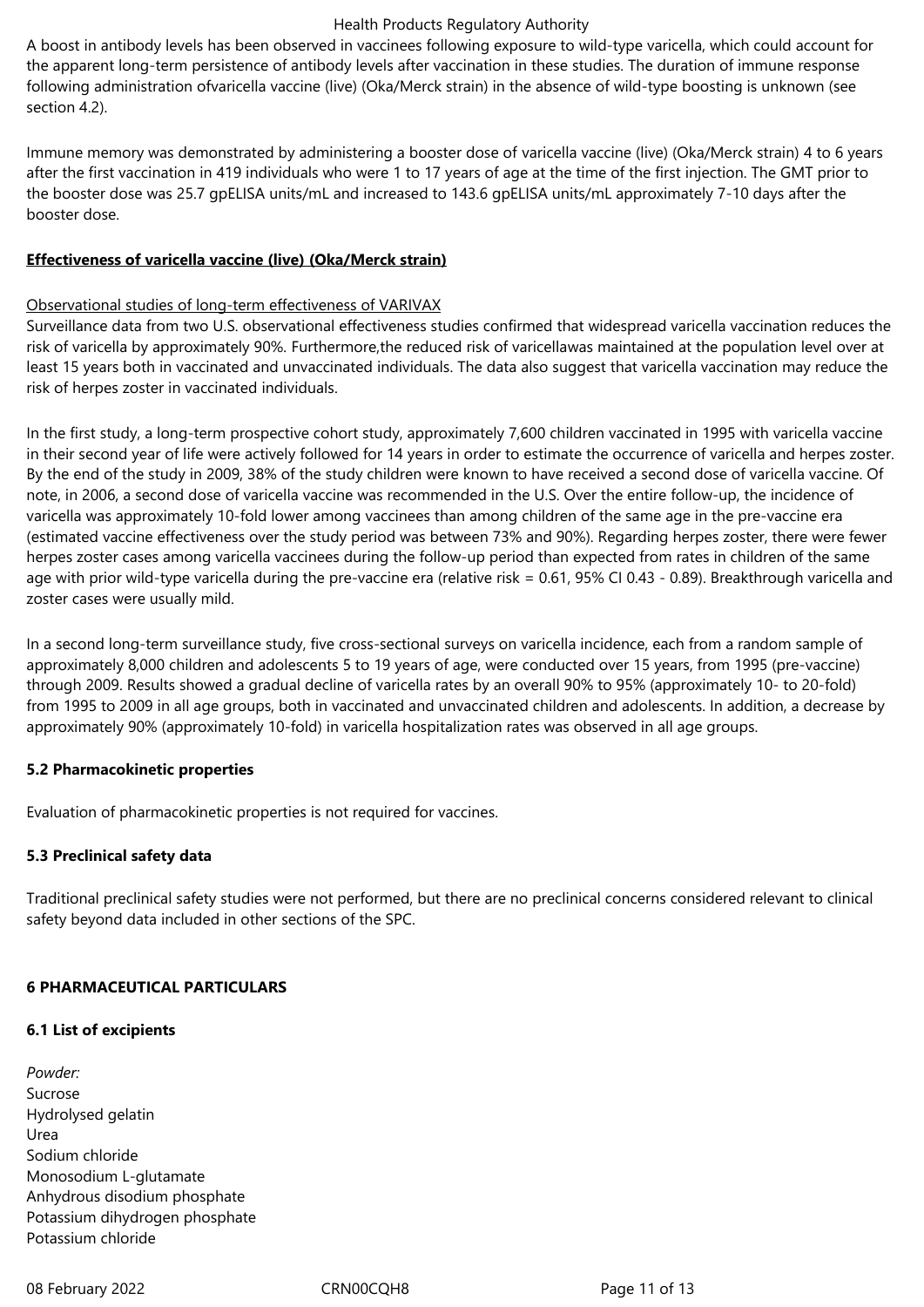A boost in antibody levels has been observed in vaccinees following exposure to wild-type varicella, which could account for the apparent long-term persistence of antibody levels after vaccination in these studies. The duration of immune response following administration ofvaricella vaccine (live) (Oka/Merck strain) in the absence of wild-type boosting is unknown (see section 4.2).

Immune memory was demonstrated by administering a booster dose of varicella vaccine (live) (Oka/Merck strain) 4 to 6 years after the first vaccination in 419 individuals who were 1 to 17 years of age at the time of the first injection. The GMT prior to the booster dose was 25.7 gpELISA units/mL and increased to 143.6 gpELISA units/mL approximately 7-10 days after the booster dose.

**Effectiveness of varicella vaccine (live) (Oka/Merck strain)**

Observational studies of long-term effectiveness of VARIVAX

Surveillance data from two U.S. observational effectiveness studies confirmed that widespread varicella vaccination reduces the risk of varicella by approximately 90%. Furthermore,the reduced risk of varicellawas maintained at the population level over at least 15 years both in vaccinated and unvaccinated individuals. The data also suggest that varicella vaccination may reduce the risk of herpes zoster in vaccinated individuals.

In the first study, a long-term prospective cohort study, approximately 7,600 children vaccinated in 1995 with varicella vaccine in their second year of life were actively followed for 14 years in order to estimate the occurrence of varicella and herpes zoster. By the end of the study in 2009, 38% of the study children were known to have received a second dose of varicella vaccine. Of note, in 2006, a second dose of varicella vaccine was recommended in the U.S. Over the entire follow-up, the incidence of varicella was approximately 10-fold lower among vaccinees than among children of the same age in the pre-vaccine era (estimated vaccine effectiveness over the study period was between 73% and 90%). Regarding herpes zoster, there were fewer herpes zoster cases among varicella vaccinees during the follow-up period than expected from rates in children of the same age with prior wild-type varicella during the pre-vaccine era (relative risk = 0.61, 95% CI 0.43 - 0.89). Breakthrough varicella and zoster cases were usually mild.

In a second long-term surveillance study, five cross-sectional surveys on varicella incidence, each from a random sample of approximately 8,000 children and adolescents 5 to 19 years of age, were conducted over 15 years, from 1995 (pre-vaccine) through 2009. Results showed a gradual decline of varicella rates by an overall 90% to 95% (approximately 10- to 20-fold) from 1995 to 2009 in all age groups, both in vaccinated and unvaccinated children and adolescents. In addition, a decrease by approximately 90% (approximately 10-fold) in varicella hospitalization rates was observed in all age groups.

### 5.2 Pharmacokinetic properties

Evaluation of pharmacokinetic properties is not required for vaccines.

### 5.3 Preclinical safety data

Traditional preclinical safety studies were not performed, but there are no preclinical concerns considered relevant to clinical safety beyond data included in other sections of the SPC.

## 6 PHARMACEUTICAL PARTICULARS

### 6.1 List of excipients

*Powder:*
Sucrose
Hydrolysed gelatin
Urea
Sodium chloride
Monosodium L-glutamate
Anhydrous disodium phosphate
Potassium dihydrogen phosphate
Potassium chloride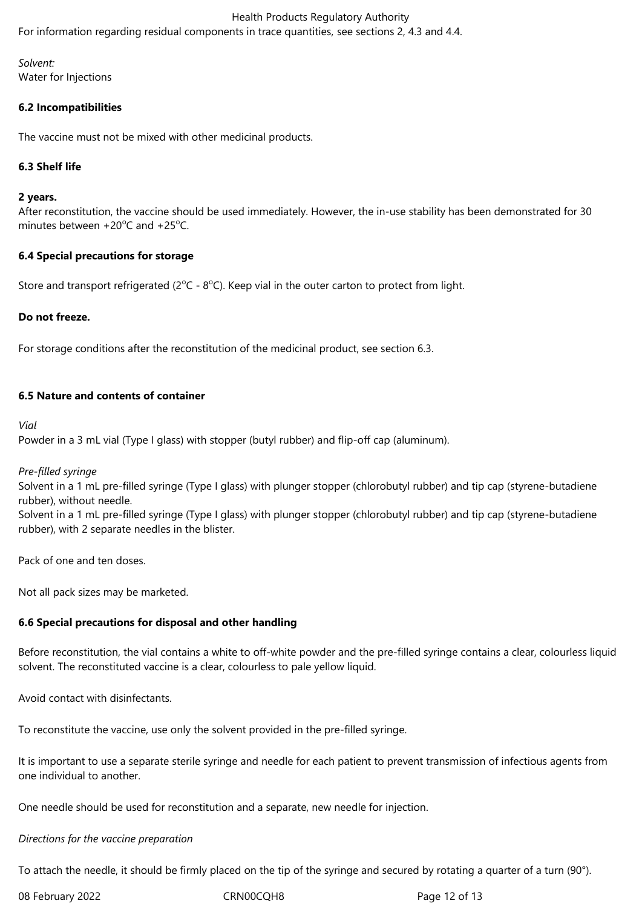For information regarding residual components in trace quantities, see sections 2, 4.3 and 4.4.

*Solvent:*
Water for Injections

### 6.2 Incompatibilities

The vaccine must not be mixed with other medicinal products.

### 6.3 Shelf life

**2 years.**
After reconstitution, the vaccine should be used immediately. However, the in-use stability has been demonstrated for 30 minutes between +20°C and +25°C.

### 6.4 Special precautions for storage

Store and transport refrigerated (2°C - 8°C). Keep vial in the outer carton to protect from light.

**Do not freeze.**

For storage conditions after the reconstitution of the medicinal product, see section 6.3.

### 6.5 Nature and contents of container

*Vial*
Powder in a 3 mL vial (Type I glass) with stopper (butyl rubber) and flip-off cap (aluminum).

*Pre-filled syringe*
Solvent in a 1 mL pre-filled syringe (Type I glass) with plunger stopper (chlorobutyl rubber) and tip cap (styrene-butadiene rubber), without needle.
Solvent in a 1 mL pre-filled syringe (Type I glass) with plunger stopper (chlorobutyl rubber) and tip cap (styrene-butadiene rubber), with 2 separate needles in the blister.

Pack of one and ten doses.

Not all pack sizes may be marketed.

### 6.6 Special precautions for disposal and other handling

Before reconstitution, the vial contains a white to off-white powder and the pre-filled syringe contains a clear, colourless liquid solvent. The reconstituted vaccine is a clear, colourless to pale yellow liquid.

Avoid contact with disinfectants.

To reconstitute the vaccine, use only the solvent provided in the pre-filled syringe.

It is important to use a separate sterile syringe and needle for each patient to prevent transmission of infectious agents from one individual to another.

One needle should be used for reconstitution and a separate, new needle for injection.

*Directions for the vaccine preparation*

To attach the needle, it should be firmly placed on the tip of the syringe and secured by rotating a quarter of a turn (90°).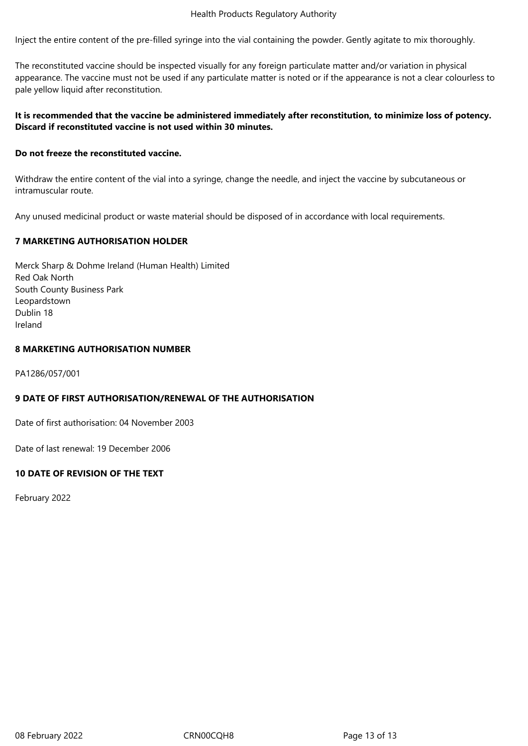Inject the entire content of the pre-filled syringe into the vial containing the powder. Gently agitate to mix thoroughly.

The reconstituted vaccine should be inspected visually for any foreign particulate matter and/or variation in physical appearance. The vaccine must not be used if any particulate matter is noted or if the appearance is not a clear colourless to pale yellow liquid after reconstitution.

**It is recommended that the vaccine be administered immediately after reconstitution, to minimize loss of potency. Discard if reconstituted vaccine is not used within 30 minutes.**

**Do not freeze the reconstituted vaccine.**

Withdraw the entire content of the vial into a syringe, change the needle, and inject the vaccine by subcutaneous or intramuscular route.

Any unused medicinal product or waste material should be disposed of in accordance with local requirements.

## 7 MARKETING AUTHORISATION HOLDER

Merck Sharp & Dohme Ireland (Human Health) Limited
Red Oak North
South County Business Park
Leopardstown
Dublin 18
Ireland

## 8 MARKETING AUTHORISATION NUMBER

PA1286/057/001

## 9 DATE OF FIRST AUTHORISATION/RENEWAL OF THE AUTHORISATION

Date of first authorisation: 04 November 2003

Date of last renewal: 19 December 2006

## 10 DATE OF REVISION OF THE TEXT

February 2022